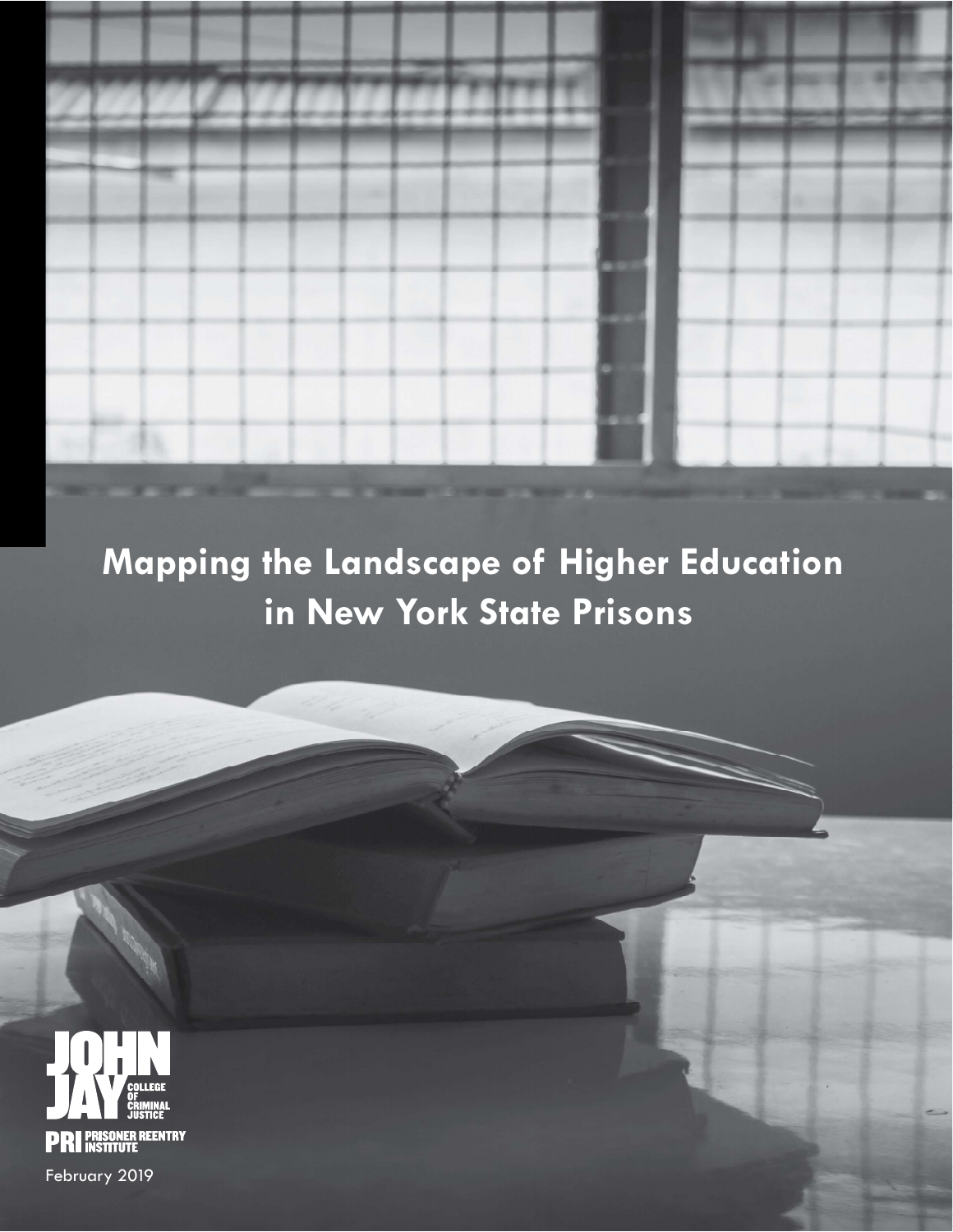# Mapping the Landscape of Higher Education in New York State Prisons

JOHN JAY COLLEGE OF CRIMINAL JUSTICE

PRI PRISONER REENTRY INSTITUTE

February 2019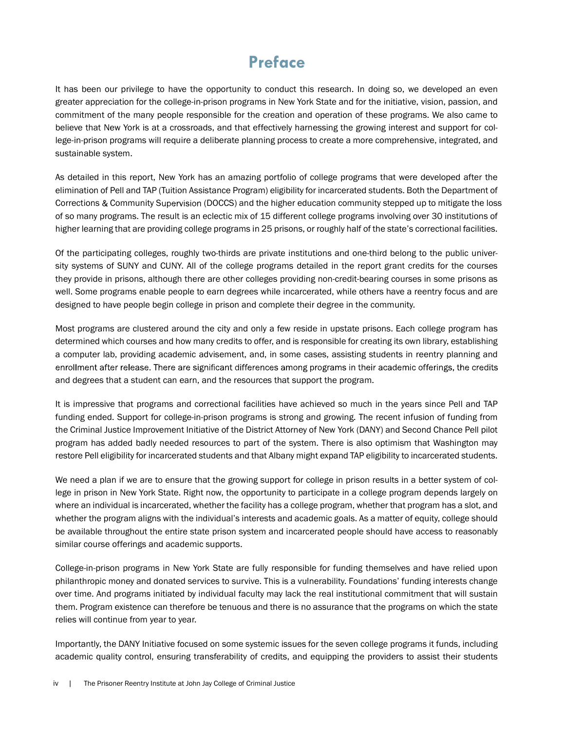# Preface

It has been our privilege to have the opportunity to conduct this research. In doing so, we developed an even greater appreciation for the college-in-prison programs in New York State and for the initiative, vision, passion, and commitment of the many people responsible for the creation and operation of these programs. We also came to believe that New York is at a crossroads, and that effectively harnessing the growing interest and support for college-in-prison programs will require a deliberate planning process to create a more comprehensive, integrated, and sustainable system.

As detailed in this report, New York has an amazing portfolio of college programs that were developed after the elimination of Pell and TAP (Tuition Assistance Program) eligibility for incarcerated students. Both the Department of Corrections & Community Supervision (DOCCS) and the higher education community stepped up to mitigate the loss of so many programs. The result is an eclectic mix of 15 different college programs involving over 30 institutions of higher learning that are providing college programs in 25 prisons, or roughly half of the state's correctional facilities.

Of the participating colleges, roughly two-thirds are private institutions and one-third belong to the public university systems of SUNY and CUNY. All of the college programs detailed in the report grant credits for the courses they provide in prisons, although there are other colleges providing non-credit-bearing courses in some prisons as well. Some programs enable people to earn degrees while incarcerated, while others have a reentry focus and are designed to have people begin college in prison and complete their degree in the community.

Most programs are clustered around the city and only a few reside in upstate prisons. Each college program has determined which courses and how many credits to offer, and is responsible for creating its own library, establishing a computer lab, providing academic advisement, and, in some cases, assisting students in reentry planning and enrollment after release. There are significant differences among programs in their academic offerings, the credits and degrees that a student can earn, and the resources that support the program.

It is impressive that programs and correctional facilities have achieved so much in the years since Pell and TAP funding ended. Support for college-in-prison programs is strong and growing. The recent infusion of funding from the Criminal Justice Improvement Initiative of the District Attorney of New York (DANY) and Second Chance Pell pilot program has added badly needed resources to part of the system. There is also optimism that Washington may restore Pell eligibility for incarcerated students and that Albany might expand TAP eligibility to incarcerated students.

We need a plan if we are to ensure that the growing support for college in prison results in a better system of college in prison in New York State. Right now, the opportunity to participate in a college program depends largely on where an individual is incarcerated, whether the facility has a college program, whether that program has a slot, and whether the program aligns with the individual's interests and academic goals. As a matter of equity, college should be available throughout the entire state prison system and incarcerated people should have access to reasonably similar course offerings and academic supports.

College-in-prison programs in New York State are fully responsible for funding themselves and have relied upon philanthropic money and donated services to survive. This is a vulnerability. Foundations' funding interests change over time. And programs initiated by individual faculty may lack the real institutional commitment that will sustain them. Program existence can therefore be tenuous and there is no assurance that the programs on which the state relies will continue from year to year.

Importantly, the DANY Initiative focused on some systemic issues for the seven college programs it funds, including academic quality control, ensuring transferability of credits, and equipping the providers to assist their students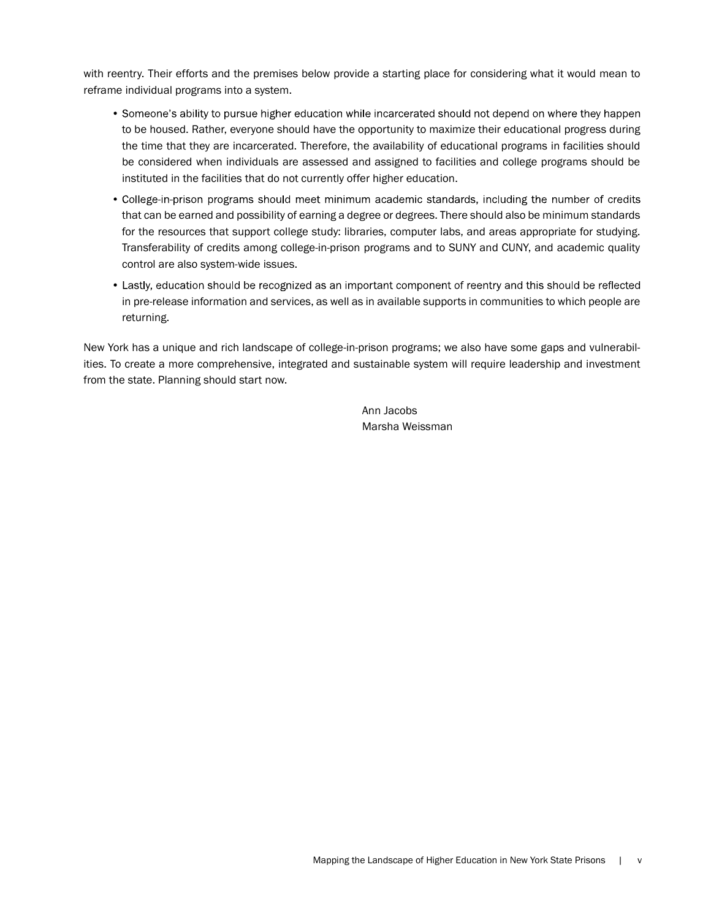with reentry. Their efforts and the premises below provide a starting place for considering what it would mean to reframe individual programs into a system.

- Someone's ability to pursue higher education while incarcerated should not depend on where they happen to be housed. Rather, everyone should have the opportunity to maximize their educational progress during the time that they are incarcerated. Therefore, the availability of educational programs in facilities should be considered when individuals are assessed and assigned to facilities and college programs should be instituted in the facilities that do not currently offer higher education.
- College-in-prison programs should meet minimum academic standards, including the number of credits that can be earned and possibility of earning a degree or degrees. There should also be minimum standards for the resources that support college study: libraries, computer labs, and areas appropriate for studying. Transferability of credits among college-in-prison programs and to SUNY and CUNY, and academic quality control are also system-wide issues.
- Lastly, education should be recognized as an important component of reentry and this should be reflected in pre-release information and services, as well as in available supports in communities to which people are returning.

New York has a unique and rich landscape of college-in-prison programs; we also have some gaps and vulnerabilities. To create a more comprehensive, integrated and sustainable system will require leadership and investment from the state. Planning should start now.

Ann Jacobs
Marsha Weissman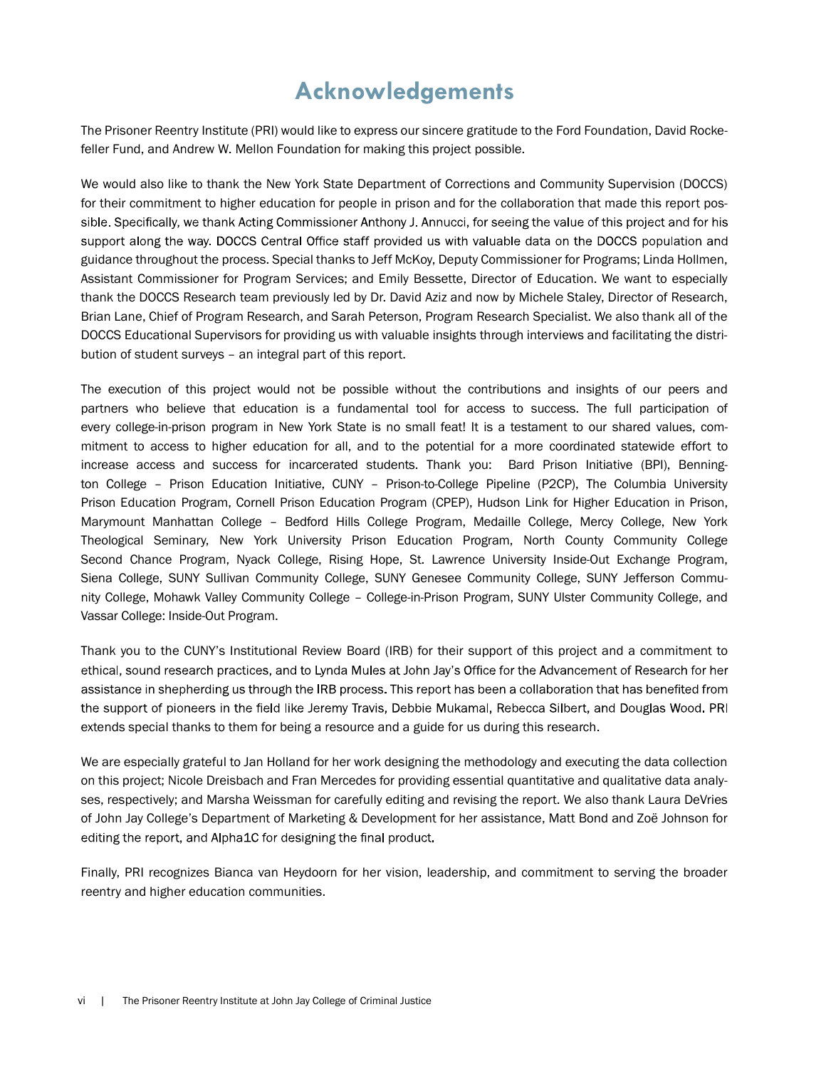# Acknowledgements

The Prisoner Reentry Institute (PRI) would like to express our sincere gratitude to the Ford Foundation, David Rockefeller Fund, and Andrew W. Mellon Foundation for making this project possible.

We would also like to thank the New York State Department of Corrections and Community Supervision (DOCCS) for their commitment to higher education for people in prison and for the collaboration that made this report possible. Specifically, we thank Acting Commissioner Anthony J. Annucci, for seeing the value of this project and for his support along the way. DOCCS Central Office staff provided us with valuable data on the DOCCS population and guidance throughout the process. Special thanks to Jeff McKoy, Deputy Commissioner for Programs; Linda Hollmen, Assistant Commissioner for Program Services; and Emily Bessette, Director of Education. We want to especially thank the DOCCS Research team previously led by Dr. David Aziz and now by Michele Staley, Director of Research, Brian Lane, Chief of Program Research, and Sarah Peterson, Program Research Specialist. We also thank all of the DOCCS Educational Supervisors for providing us with valuable insights through interviews and facilitating the distribution of student surveys – an integral part of this report.

The execution of this project would not be possible without the contributions and insights of our peers and partners who believe that education is a fundamental tool for access to success. The full participation of every college-in-prison program in New York State is no small feat! It is a testament to our shared values, commitment to access to higher education for all, and to the potential for a more coordinated statewide effort to increase access and success for incarcerated students. Thank you: Bard Prison Initiative (BPI), Bennington College – Prison Education Initiative, CUNY – Prison-to-College Pipeline (P2CP), The Columbia University Prison Education Program, Cornell Prison Education Program (CPEP), Hudson Link for Higher Education in Prison, Marymount Manhattan College – Bedford Hills College Program, Medaille College, Mercy College, New York Theological Seminary, New York University Prison Education Program, North County Community College Second Chance Program, Nyack College, Rising Hope, St. Lawrence University Inside-Out Exchange Program, Siena College, SUNY Sullivan Community College, SUNY Genesee Community College, SUNY Jefferson Community College, Mohawk Valley Community College – College-in-Prison Program, SUNY Ulster Community College, and Vassar College: Inside-Out Program.

Thank you to the CUNY's Institutional Review Board (IRB) for their support of this project and a commitment to ethical, sound research practices, and to Lynda Mules at John Jay's Office for the Advancement of Research for her assistance in shepherding us through the IRB process. This report has been a collaboration that has benefited from the support of pioneers in the field like Jeremy Travis, Debbie Mukamal, Rebecca Silbert, and Douglas Wood. PRI extends special thanks to them for being a resource and a guide for us during this research.

We are especially grateful to Jan Holland for her work designing the methodology and executing the data collection on this project; Nicole Dreisbach and Fran Mercedes for providing essential quantitative and qualitative data analyses, respectively; and Marsha Weissman for carefully editing and revising the report. We also thank Laura DeVries of John Jay College's Department of Marketing & Development for her assistance, Matt Bond and Zoë Johnson for editing the report, and Alpha1C for designing the final product.

Finally, PRI recognizes Bianca van Heydoorn for her vision, leadership, and commitment to serving the broader reentry and higher education communities.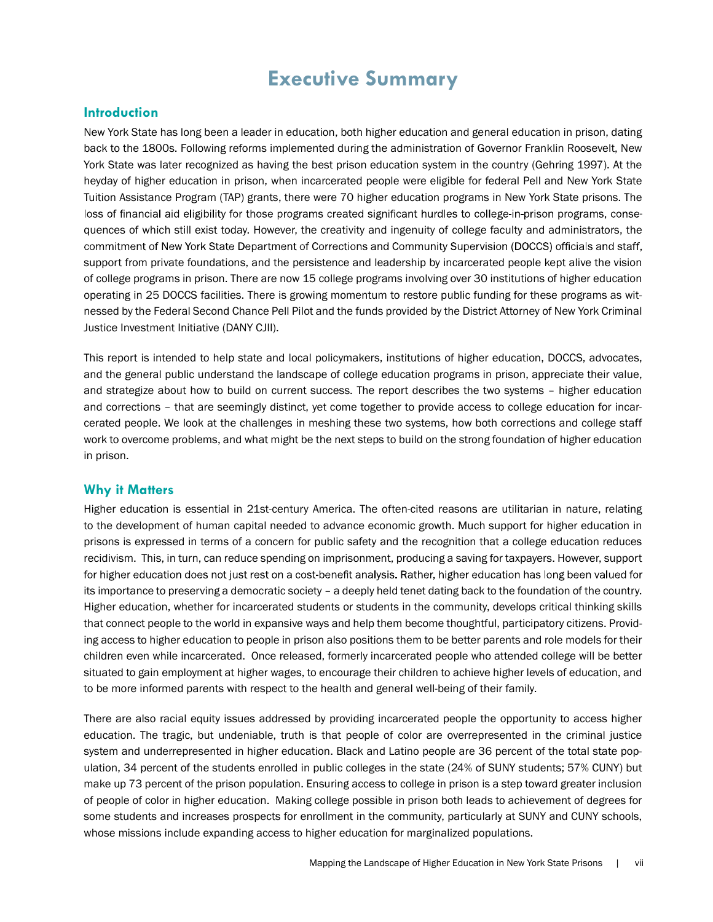# Executive Summary

## Introduction

New York State has long been a leader in education, both higher education and general education in prison, dating back to the 1800s. Following reforms implemented during the administration of Governor Franklin Roosevelt, New York State was later recognized as having the best prison education system in the country (Gehring 1997). At the heyday of higher education in prison, when incarcerated people were eligible for federal Pell and New York State Tuition Assistance Program (TAP) grants, there were 70 higher education programs in New York State prisons. The loss of financial aid eligibility for those programs created significant hurdles to college-in-prison programs, consequences of which still exist today. However, the creativity and ingenuity of college faculty and administrators, the commitment of New York State Department of Corrections and Community Supervision (DOCCS) officials and staff, support from private foundations, and the persistence and leadership by incarcerated people kept alive the vision of college programs in prison. There are now 15 college programs involving over 30 institutions of higher education operating in 25 DOCCS facilities. There is growing momentum to restore public funding for these programs as witnessed by the Federal Second Chance Pell Pilot and the funds provided by the District Attorney of New York Criminal Justice Investment Initiative (DANY CJII).

This report is intended to help state and local policymakers, institutions of higher education, DOCCS, advocates, and the general public understand the landscape of college education programs in prison, appreciate their value, and strategize about how to build on current success. The report describes the two systems – higher education and corrections – that are seemingly distinct, yet come together to provide access to college education for incarcerated people. We look at the challenges in meshing these two systems, how both corrections and college staff work to overcome problems, and what might be the next steps to build on the strong foundation of higher education in prison.

## Why it Matters

Higher education is essential in 21st-century America. The often-cited reasons are utilitarian in nature, relating to the development of human capital needed to advance economic growth. Much support for higher education in prisons is expressed in terms of a concern for public safety and the recognition that a college education reduces recidivism. This, in turn, can reduce spending on imprisonment, producing a saving for taxpayers. However, support for higher education does not just rest on a cost-benefit analysis. Rather, higher education has long been valued for its importance to preserving a democratic society – a deeply held tenet dating back to the foundation of the country. Higher education, whether for incarcerated students or students in the community, develops critical thinking skills that connect people to the world in expansive ways and help them become thoughtful, participatory citizens. Providing access to higher education to people in prison also positions them to be better parents and role models for their children even while incarcerated. Once released, formerly incarcerated people who attended college will be better situated to gain employment at higher wages, to encourage their children to achieve higher levels of education, and to be more informed parents with respect to the health and general well-being of their family.

There are also racial equity issues addressed by providing incarcerated people the opportunity to access higher education. The tragic, but undeniable, truth is that people of color are overrepresented in the criminal justice system and underrepresented in higher education. Black and Latino people are 36 percent of the total state population, 34 percent of the students enrolled in public colleges in the state (24% of SUNY students; 57% CUNY) but make up 73 percent of the prison population. Ensuring access to college in prison is a step toward greater inclusion of people of color in higher education. Making college possible in prison both leads to achievement of degrees for some students and increases prospects for enrollment in the community, particularly at SUNY and CUNY schools, whose missions include expanding access to higher education for marginalized populations.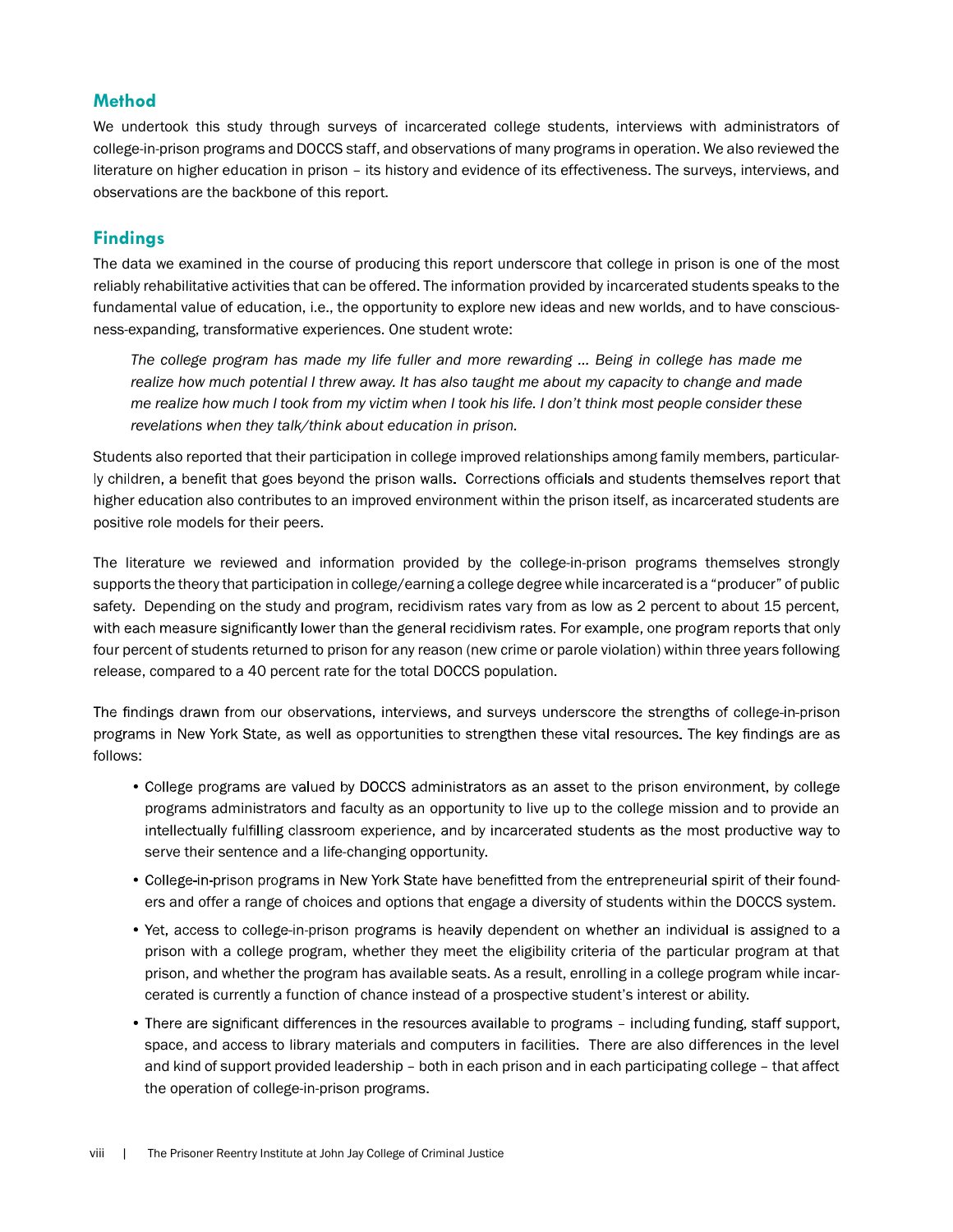## Method

We undertook this study through surveys of incarcerated college students, interviews with administrators of college-in-prison programs and DOCCS staff, and observations of many programs in operation. We also reviewed the literature on higher education in prison – its history and evidence of its effectiveness. The surveys, interviews, and observations are the backbone of this report.

## Findings

The data we examined in the course of producing this report underscore that college in prison is one of the most reliably rehabilitative activities that can be offered. The information provided by incarcerated students speaks to the fundamental value of education, i.e., the opportunity to explore new ideas and new worlds, and to have consciousness-expanding, transformative experiences. One student wrote:

> *The college program has made my life fuller and more rewarding … Being in college has made me realize how much potential I threw away. It has also taught me about my capacity to change and made me realize how much I took from my victim when I took his life. I don't think most people consider these revelations when they talk/think about education in prison.*

Students also reported that their participation in college improved relationships among family members, particularly children, a benefit that goes beyond the prison walls. Corrections officials and students themselves report that higher education also contributes to an improved environment within the prison itself, as incarcerated students are positive role models for their peers.

The literature we reviewed and information provided by the college-in-prison programs themselves strongly supports the theory that participation in college/earning a college degree while incarcerated is a "producer" of public safety. Depending on the study and program, recidivism rates vary from as low as 2 percent to about 15 percent, with each measure significantly lower than the general recidivism rates. For example, one program reports that only four percent of students returned to prison for any reason (new crime or parole violation) within three years following release, compared to a 40 percent rate for the total DOCCS population.

The findings drawn from our observations, interviews, and surveys underscore the strengths of college-in-prison programs in New York State, as well as opportunities to strengthen these vital resources. The key findings are as follows:

- College programs are valued by DOCCS administrators as an asset to the prison environment, by college programs administrators and faculty as an opportunity to live up to the college mission and to provide an intellectually fulfilling classroom experience, and by incarcerated students as the most productive way to serve their sentence and a life-changing opportunity.
- College-in-prison programs in New York State have benefitted from the entrepreneurial spirit of their founders and offer a range of choices and options that engage a diversity of students within the DOCCS system.
- Yet, access to college-in-prison programs is heavily dependent on whether an individual is assigned to a prison with a college program, whether they meet the eligibility criteria of the particular program at that prison, and whether the program has available seats. As a result, enrolling in a college program while incarcerated is currently a function of chance instead of a prospective student's interest or ability.
- There are significant differences in the resources available to programs – including funding, staff support, space, and access to library materials and computers in facilities. There are also differences in the level and kind of support provided leadership – both in each prison and in each participating college – that affect the operation of college-in-prison programs.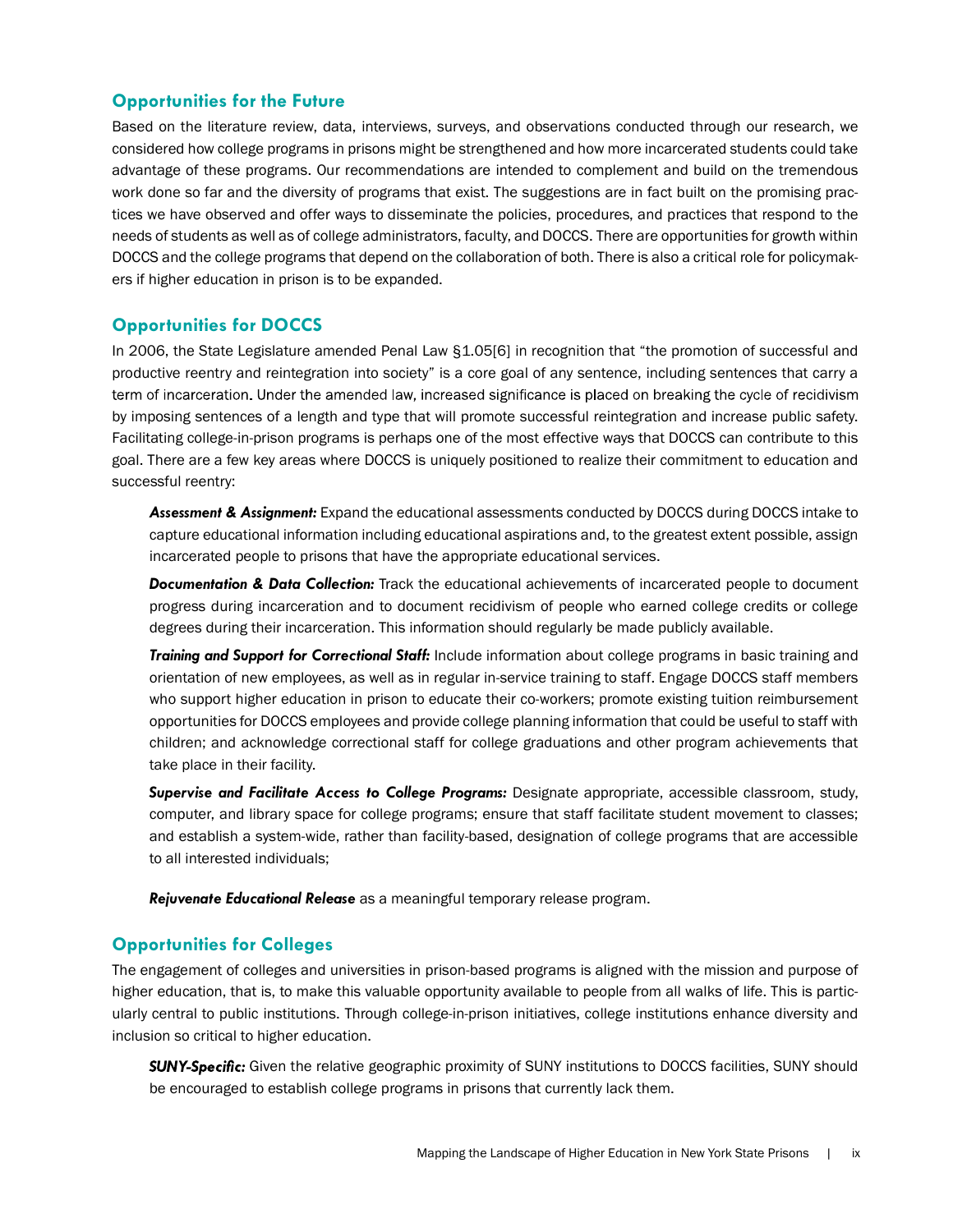## Opportunities for the Future

Based on the literature review, data, interviews, surveys, and observations conducted through our research, we considered how college programs in prisons might be strengthened and how more incarcerated students could take advantage of these programs. Our recommendations are intended to complement and build on the tremendous work done so far and the diversity of programs that exist. The suggestions are in fact built on the promising practices we have observed and offer ways to disseminate the policies, procedures, and practices that respond to the needs of students as well as of college administrators, faculty, and DOCCS. There are opportunities for growth within DOCCS and the college programs that depend on the collaboration of both. There is also a critical role for policymakers if higher education in prison is to be expanded.

## Opportunities for DOCCS

In 2006, the State Legislature amended Penal Law §1.05[6] in recognition that "the promotion of successful and productive reentry and reintegration into society" is a core goal of any sentence, including sentences that carry a term of incarceration. Under the amended law, increased significance is placed on breaking the cycle of recidivism by imposing sentences of a length and type that will promote successful reintegration and increase public safety. Facilitating college-in-prison programs is perhaps one of the most effective ways that DOCCS can contribute to this goal. There are a few key areas where DOCCS is uniquely positioned to realize their commitment to education and successful reentry:

***Assessment & Assignment:*** Expand the educational assessments conducted by DOCCS during DOCCS intake to capture educational information including educational aspirations and, to the greatest extent possible, assign incarcerated people to prisons that have the appropriate educational services.

***Documentation & Data Collection:*** Track the educational achievements of incarcerated people to document progress during incarceration and to document recidivism of people who earned college credits or college degrees during their incarceration. This information should regularly be made publicly available.

***Training and Support for Correctional Staff:*** Include information about college programs in basic training and orientation of new employees, as well as in regular in-service training to staff. Engage DOCCS staff members who support higher education in prison to educate their co-workers; promote existing tuition reimbursement opportunities for DOCCS employees and provide college planning information that could be useful to staff with children; and acknowledge correctional staff for college graduations and other program achievements that take place in their facility.

***Supervise and Facilitate Access to College Programs:*** Designate appropriate, accessible classroom, study, computer, and library space for college programs; ensure that staff facilitate student movement to classes; and establish a system-wide, rather than facility-based, designation of college programs that are accessible to all interested individuals;

***Rejuvenate Educational Release*** as a meaningful temporary release program.

## Opportunities for Colleges

The engagement of colleges and universities in prison-based programs is aligned with the mission and purpose of higher education, that is, to make this valuable opportunity available to people from all walks of life. This is particularly central to public institutions. Through college-in-prison initiatives, college institutions enhance diversity and inclusion so critical to higher education.

***SUNY-Specific:*** Given the relative geographic proximity of SUNY institutions to DOCCS facilities, SUNY should be encouraged to establish college programs in prisons that currently lack them.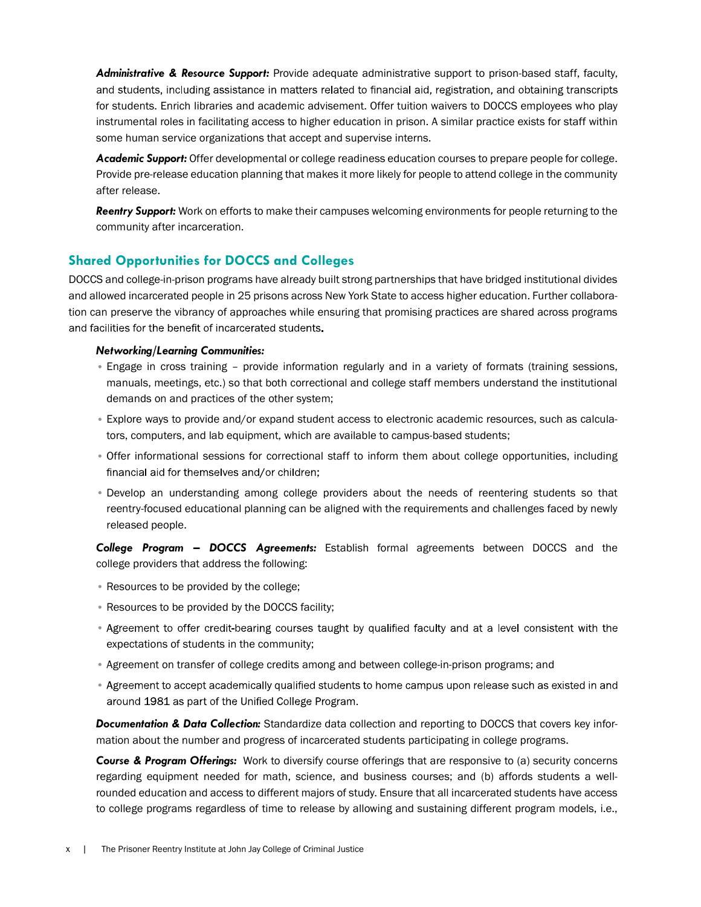***Administrative & Resource Support:*** Provide adequate administrative support to prison-based staff, faculty, and students, including assistance in matters related to financial aid, registration, and obtaining transcripts for students. Enrich libraries and academic advisement. Offer tuition waivers to DOCCS employees who play instrumental roles in facilitating access to higher education in prison. A similar practice exists for staff within some human service organizations that accept and supervise interns.

***Academic Support:*** Offer developmental or college readiness education courses to prepare people for college. Provide pre-release education planning that makes it more likely for people to attend college in the community after release.

***Reentry Support:*** Work on efforts to make their campuses welcoming environments for people returning to the community after incarceration.

## Shared Opportunities for DOCCS and Colleges

DOCCS and college-in-prison programs have already built strong partnerships that have bridged institutional divides and allowed incarcerated people in 25 prisons across New York State to access higher education. Further collaboration can preserve the vibrancy of approaches while ensuring that promising practices are shared across programs and facilities for the benefit of incarcerated students.

***Networking/Learning Communities:***

- Engage in cross training – provide information regularly and in a variety of formats (training sessions, manuals, meetings, etc.) so that both correctional and college staff members understand the institutional demands on and practices of the other system;
- Explore ways to provide and/or expand student access to electronic academic resources, such as calculators, computers, and lab equipment, which are available to campus-based students;
- Offer informational sessions for correctional staff to inform them about college opportunities, including financial aid for themselves and/or children;
- Develop an understanding among college providers about the needs of reentering students so that reentry-focused educational planning can be aligned with the requirements and challenges faced by newly released people.

***College Program – DOCCS Agreements:*** Establish formal agreements between DOCCS and the college providers that address the following:

- Resources to be provided by the college;
- Resources to be provided by the DOCCS facility;
- Agreement to offer credit-bearing courses taught by qualified faculty and at a level consistent with the expectations of students in the community;
- Agreement on transfer of college credits among and between college-in-prison programs; and
- Agreement to accept academically qualified students to home campus upon release such as existed in and around 1981 as part of the Unified College Program.

***Documentation & Data Collection:*** Standardize data collection and reporting to DOCCS that covers key information about the number and progress of incarcerated students participating in college programs.

***Course & Program Offerings:*** Work to diversify course offerings that are responsive to (a) security concerns regarding equipment needed for math, science, and business courses; and (b) affords students a well-rounded education and access to different majors of study. Ensure that all incarcerated students have access to college programs regardless of time to release by allowing and sustaining different program models, i.e.,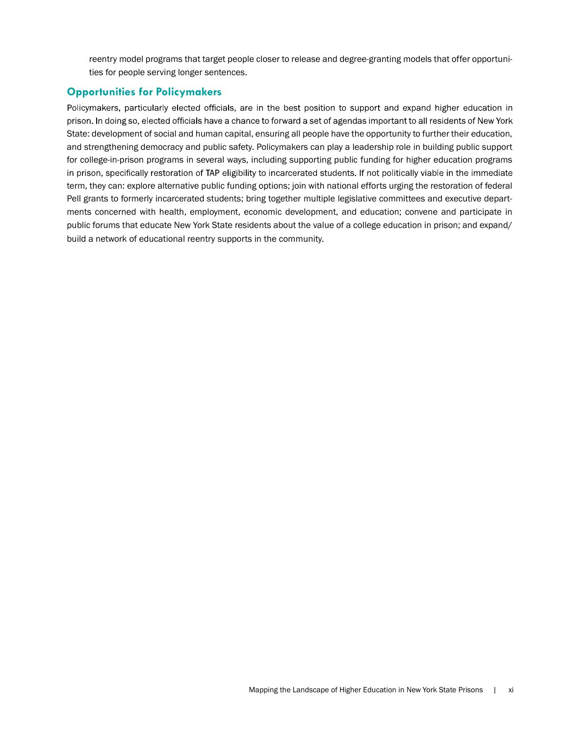reentry model programs that target people closer to release and degree-granting models that offer opportunities for people serving longer sentences.

## Opportunities for Policymakers

Policymakers, particularly elected officials, are in the best position to support and expand higher education in prison. In doing so, elected officials have a chance to forward a set of agendas important to all residents of New York State: development of social and human capital, ensuring all people have the opportunity to further their education, and strengthening democracy and public safety. Policymakers can play a leadership role in building public support for college-in-prison programs in several ways, including supporting public funding for higher education programs in prison, specifically restoration of TAP eligibility to incarcerated students. If not politically viable in the immediate term, they can: explore alternative public funding options; join with national efforts urging the restoration of federal Pell grants to formerly incarcerated students; bring together multiple legislative committees and executive departments concerned with health, employment, economic development, and education; convene and participate in public forums that educate New York State residents about the value of a college education in prison; and expand/build a network of educational reentry supports in the community.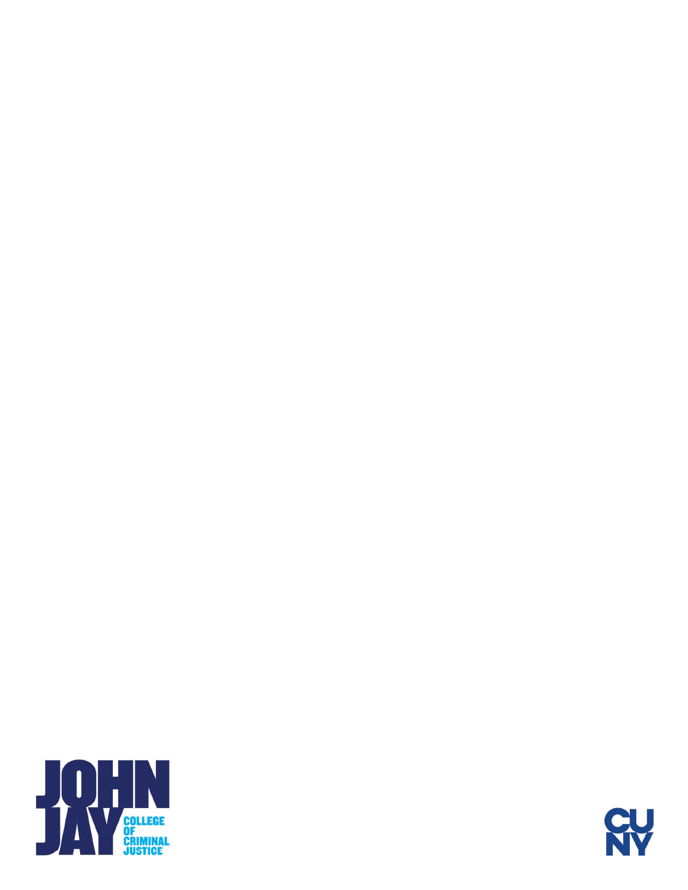JOHN JAY COLLEGE OF CRIMINAL JUSTICE

CUNY